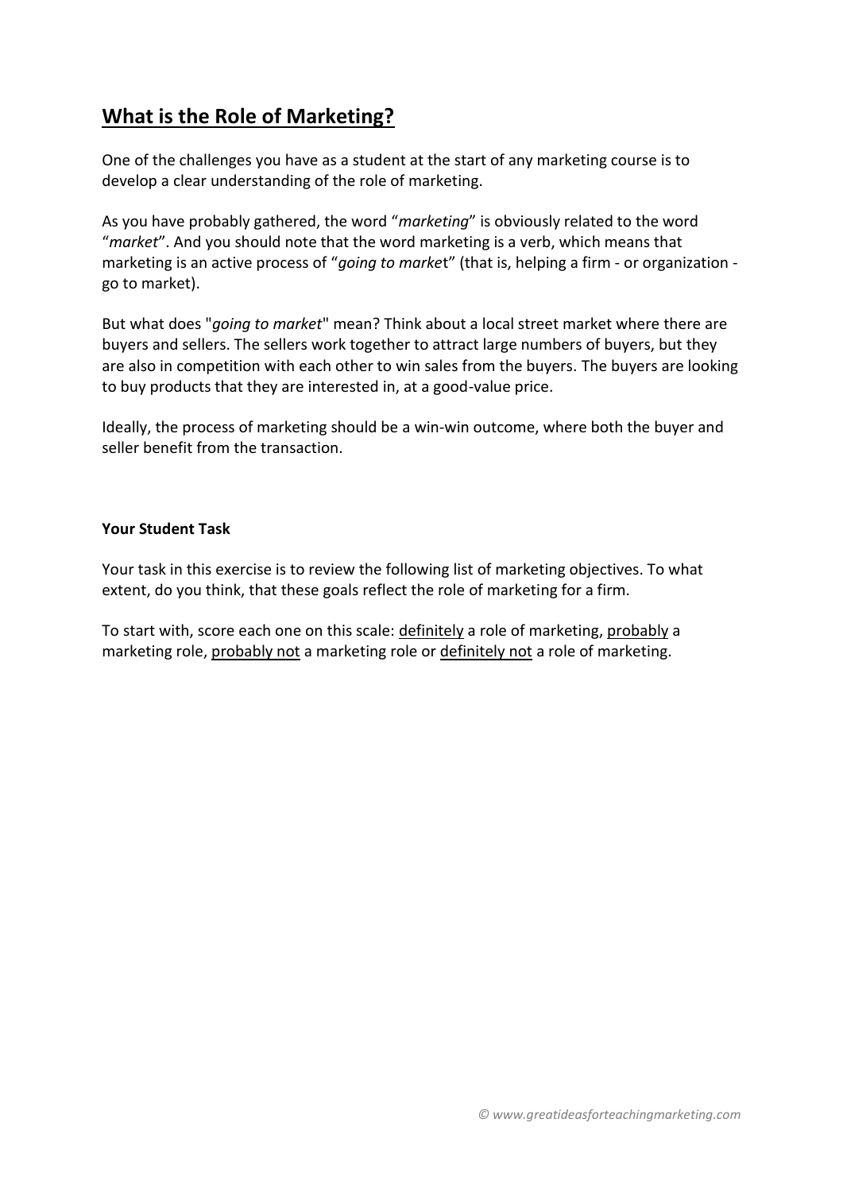# What is the Role of Marketing?

One of the challenges you have as a student at the start of any marketing course is to develop a clear understanding of the role of marketing.

As you have probably gathered, the word "*marketing*" is obviously related to the word "*market*". And you should note that the word marketing is a verb, which means that marketing is an active process of "*going to market*" (that is, helping a firm - or organization - go to market).

But what does "*going to market*" mean? Think about a local street market where there are buyers and sellers. The sellers work together to attract large numbers of buyers, but they are also in competition with each other to win sales from the buyers. The buyers are looking to buy products that they are interested in, at a good-value price.

Ideally, the process of marketing should be a win-win outcome, where both the buyer and seller benefit from the transaction.

**Your Student Task**

Your task in this exercise is to review the following list of marketing objectives. To what extent, do you think, that these goals reflect the role of marketing for a firm.

To start with, score each one on this scale: <u>definitely</u> a role of marketing, <u>probably</u> a marketing role, <u>probably not</u> a marketing role or <u>definitely not</u> a role of marketing.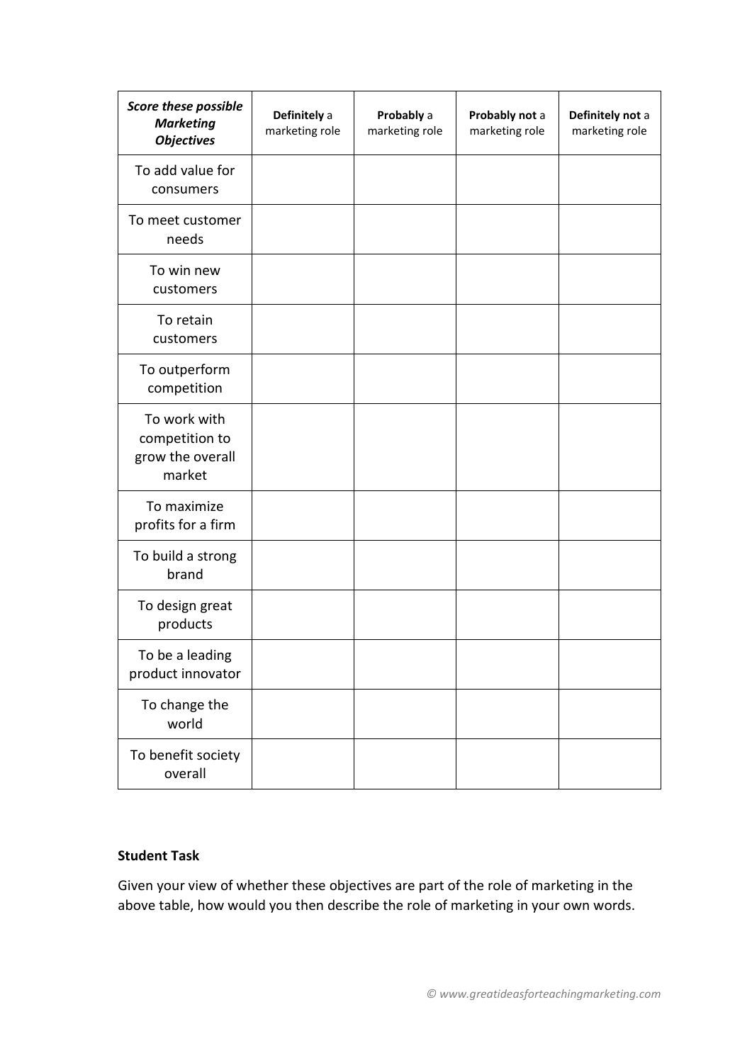| ***Score these possible Marketing Objectives*** | **Definitely** a marketing role | **Probably** a marketing role | **Probably not** a marketing role | **Definitely not** a marketing role |
|---|---|---|---|---|
| To add value for consumers | | | | |
| To meet customer needs | | | | |
| To win new customers | | | | |
| To retain customers | | | | |
| To outperform competition | | | | |
| To work with competition to grow the overall market | | | | |
| To maximize profits for a firm | | | | |
| To build a strong brand | | | | |
| To design great products | | | | |
| To be a leading product innovator | | | | |
| To change the world | | | | |
| To benefit society overall | | | | |

**Student Task**

Given your view of whether these objectives are part of the role of marketing in the above table, how would you then describe the role of marketing in your own words.

*© www.greatideasforteachingmarketing.com*